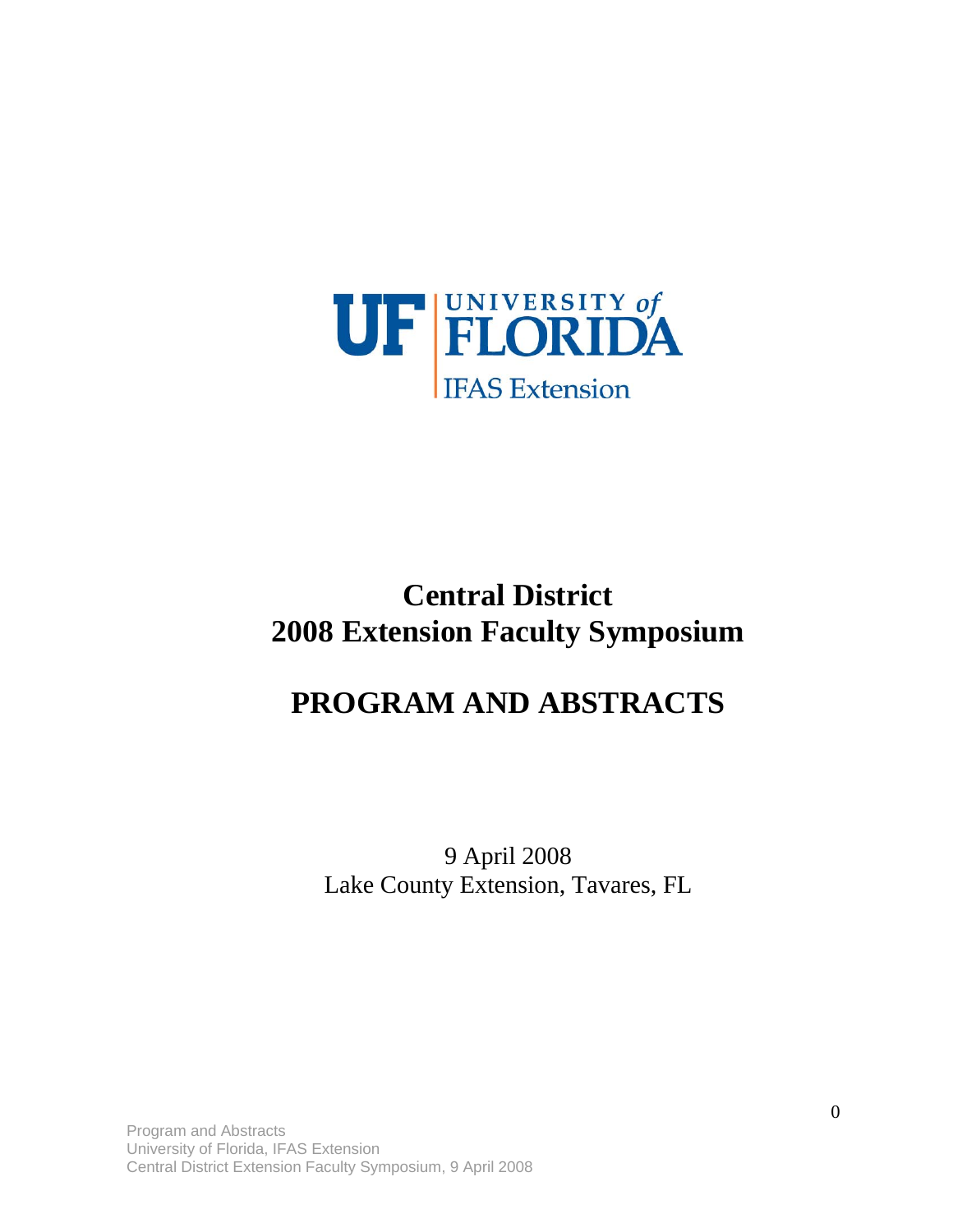UF | UNIVERSITY of FLORIDA
IFAS Extension

# Central District
# 2008 Extension Faculty Symposium

# PROGRAM AND ABSTRACTS

9 April 2008
Lake County Extension, Tavares, FL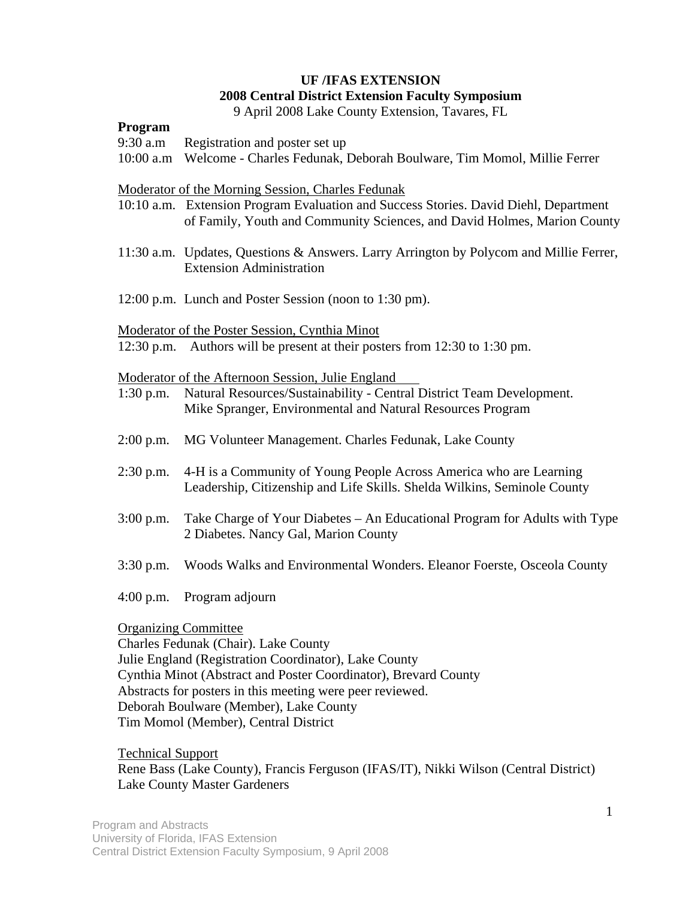# UF /IFAS EXTENSION

## 2008 Central District Extension Faculty Symposium

9 April 2008 Lake County Extension, Tavares, FL

**Program**

9:30 a.m Registration and poster set up

10:00 a.m Welcome - Charles Fedunak, Deborah Boulware, Tim Momol, Millie Ferrer

Moderator of the Morning Session, Charles Fedunak

10:10 a.m. Extension Program Evaluation and Success Stories. David Diehl, Department of Family, Youth and Community Sciences, and David Holmes, Marion County

11:30 a.m. Updates, Questions & Answers. Larry Arrington by Polycom and Millie Ferrer, Extension Administration

12:00 p.m. Lunch and Poster Session (noon to 1:30 pm).

Moderator of the Poster Session, Cynthia Minot

12:30 p.m. Authors will be present at their posters from 12:30 to 1:30 pm.

Moderator of the Afternoon Session, Julie England

1:30 p.m. Natural Resources/Sustainability - Central District Team Development. Mike Spranger, Environmental and Natural Resources Program

2:00 p.m. MG Volunteer Management. Charles Fedunak, Lake County

2:30 p.m. 4-H is a Community of Young People Across America who are Learning Leadership, Citizenship and Life Skills. Shelda Wilkins, Seminole County

3:00 p.m. Take Charge of Your Diabetes – An Educational Program for Adults with Type 2 Diabetes. Nancy Gal, Marion County

3:30 p.m. Woods Walks and Environmental Wonders. Eleanor Foerste, Osceola County

4:00 p.m. Program adjourn

Organizing Committee

Charles Fedunak (Chair). Lake County
Julie England (Registration Coordinator), Lake County
Cynthia Minot (Abstract and Poster Coordinator), Brevard County
Abstracts for posters in this meeting were peer reviewed.
Deborah Boulware (Member), Lake County
Tim Momol (Member), Central District

Technical Support

Rene Bass (Lake County), Francis Ferguson (IFAS/IT), Nikki Wilson (Central District)
Lake County Master Gardeners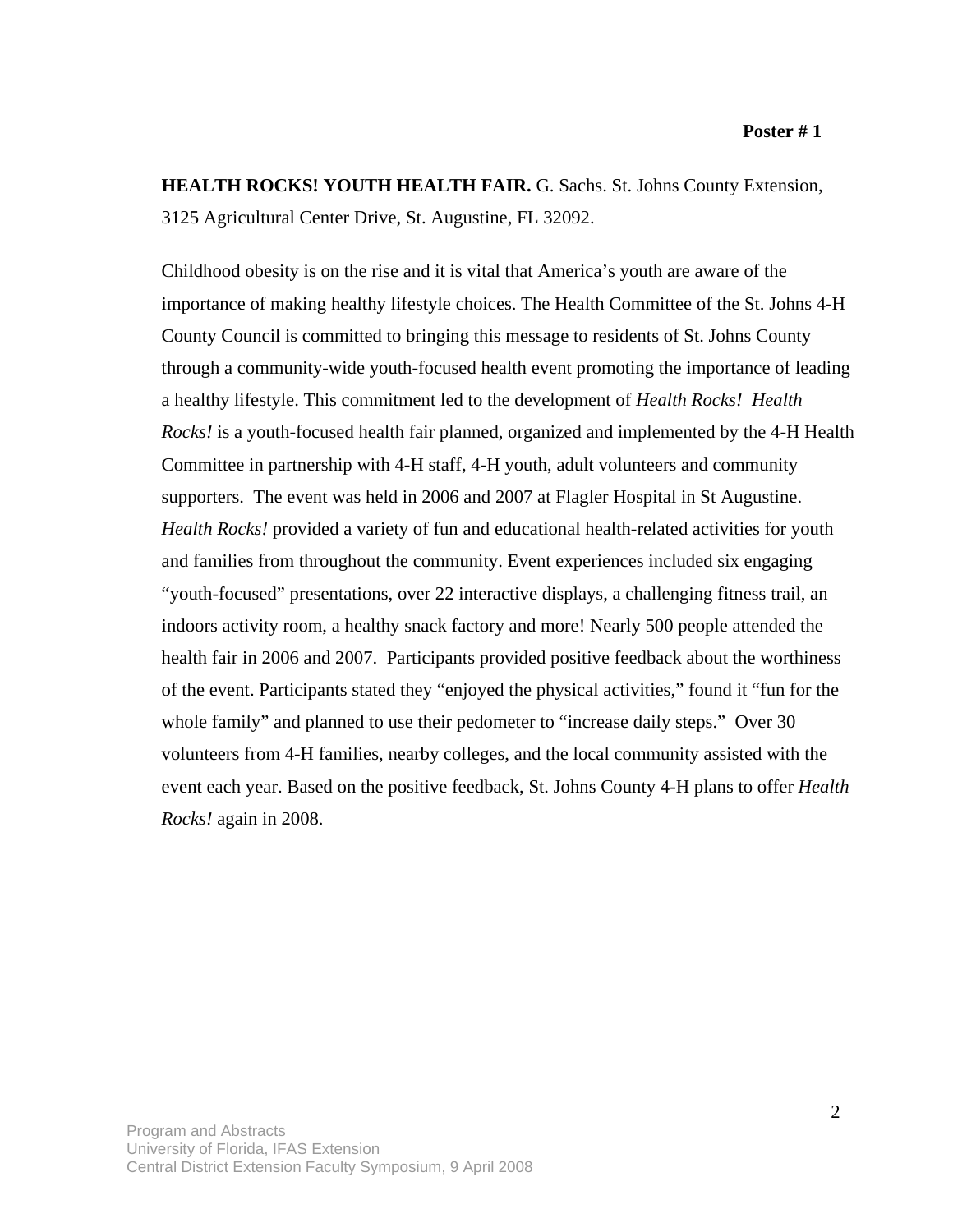**Poster # 1**

**HEALTH ROCKS! YOUTH HEALTH FAIR.** G. Sachs. St. Johns County Extension, 3125 Agricultural Center Drive, St. Augustine, FL 32092.

Childhood obesity is on the rise and it is vital that America's youth are aware of the importance of making healthy lifestyle choices. The Health Committee of the St. Johns 4-H County Council is committed to bringing this message to residents of St. Johns County through a community-wide youth-focused health event promoting the importance of leading a healthy lifestyle. This commitment led to the development of *Health Rocks! Health Rocks!* is a youth-focused health fair planned, organized and implemented by the 4-H Health Committee in partnership with 4-H staff, 4-H youth, adult volunteers and community supporters. The event was held in 2006 and 2007 at Flagler Hospital in St Augustine. *Health Rocks!* provided a variety of fun and educational health-related activities for youth and families from throughout the community. Event experiences included six engaging "youth-focused" presentations, over 22 interactive displays, a challenging fitness trail, an indoors activity room, a healthy snack factory and more! Nearly 500 people attended the health fair in 2006 and 2007. Participants provided positive feedback about the worthiness of the event. Participants stated they "enjoyed the physical activities," found it "fun for the whole family" and planned to use their pedometer to "increase daily steps." Over 30 volunteers from 4-H families, nearby colleges, and the local community assisted with the event each year. Based on the positive feedback, St. Johns County 4-H plans to offer *Health Rocks!* again in 2008.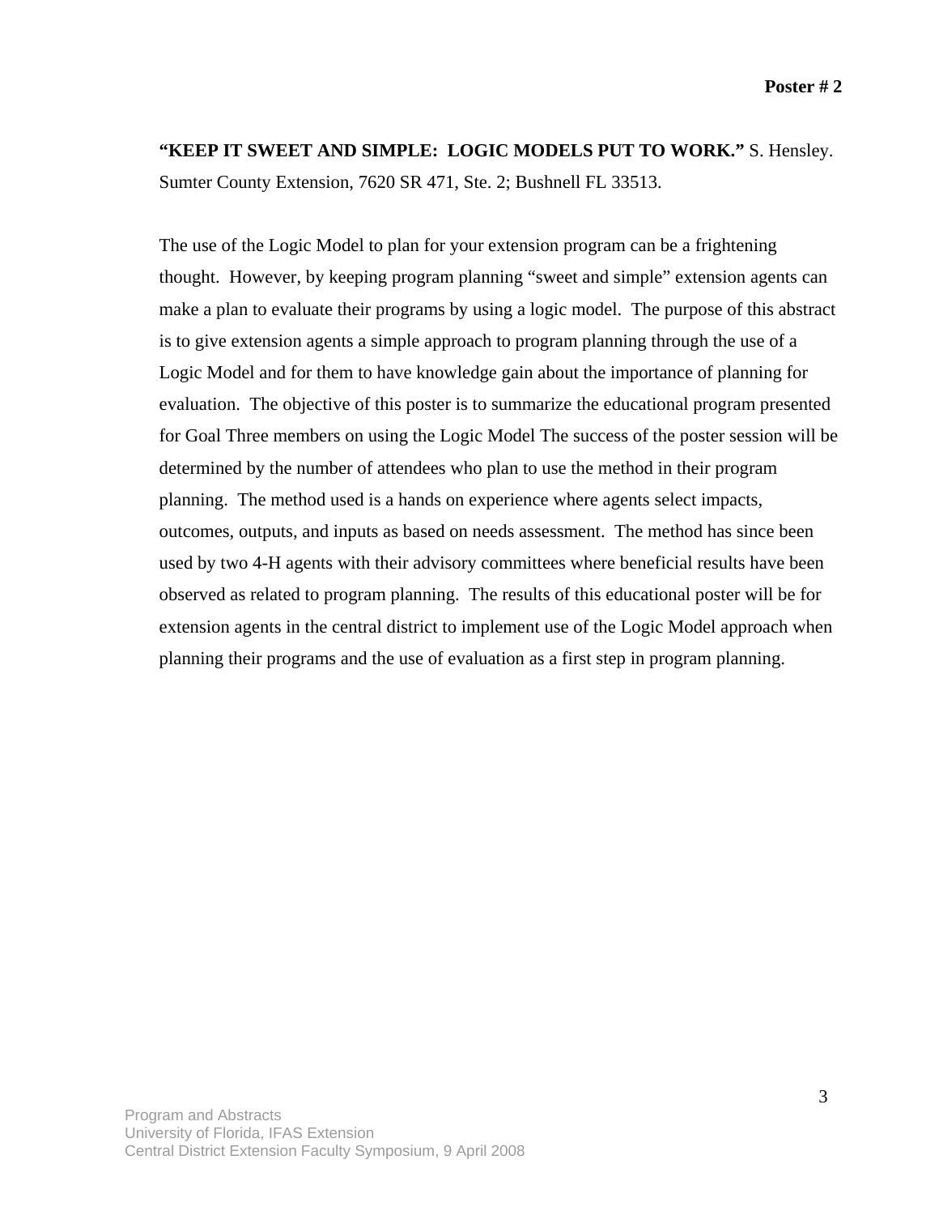**Poster # 2**

**"KEEP IT SWEET AND SIMPLE: LOGIC MODELS PUT TO WORK."** S. Hensley. Sumter County Extension, 7620 SR 471, Ste. 2; Bushnell FL 33513.

The use of the Logic Model to plan for your extension program can be a frightening thought. However, by keeping program planning "sweet and simple" extension agents can make a plan to evaluate their programs by using a logic model. The purpose of this abstract is to give extension agents a simple approach to program planning through the use of a Logic Model and for them to have knowledge gain about the importance of planning for evaluation. The objective of this poster is to summarize the educational program presented for Goal Three members on using the Logic Model The success of the poster session will be determined by the number of attendees who plan to use the method in their program planning. The method used is a hands on experience where agents select impacts, outcomes, outputs, and inputs as based on needs assessment. The method has since been used by two 4-H agents with their advisory committees where beneficial results have been observed as related to program planning. The results of this educational poster will be for extension agents in the central district to implement use of the Logic Model approach when planning their programs and the use of evaluation as a first step in program planning.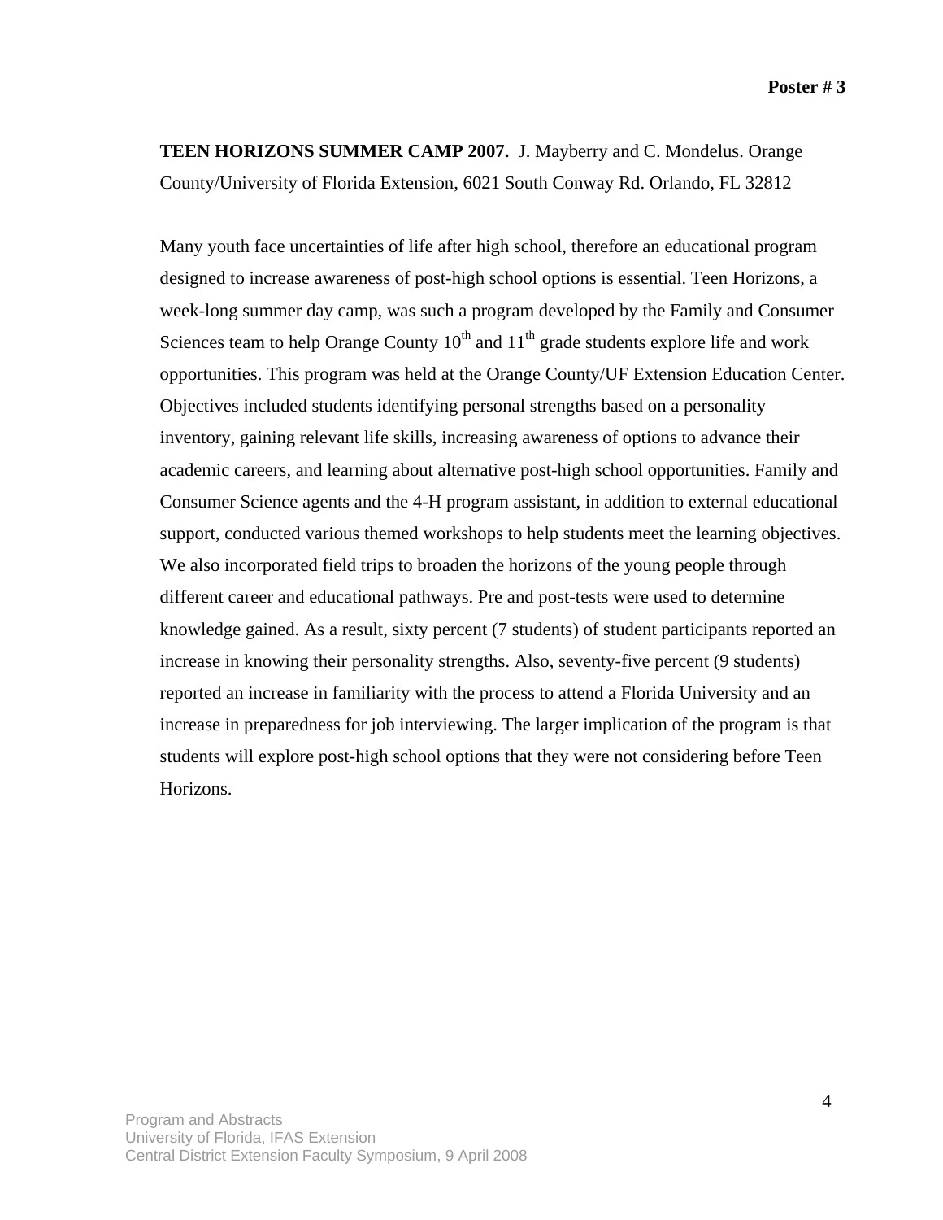**Poster # 3**

**TEEN HORIZONS SUMMER CAMP 2007.** J. Mayberry and C. Mondelus. Orange County/University of Florida Extension, 6021 South Conway Rd. Orlando, FL 32812

Many youth face uncertainties of life after high school, therefore an educational program designed to increase awareness of post-high school options is essential. Teen Horizons, a week-long summer day camp, was such a program developed by the Family and Consumer Sciences team to help Orange County 10th and 11th grade students explore life and work opportunities. This program was held at the Orange County/UF Extension Education Center. Objectives included students identifying personal strengths based on a personality inventory, gaining relevant life skills, increasing awareness of options to advance their academic careers, and learning about alternative post-high school opportunities. Family and Consumer Science agents and the 4-H program assistant, in addition to external educational support, conducted various themed workshops to help students meet the learning objectives. We also incorporated field trips to broaden the horizons of the young people through different career and educational pathways. Pre and post-tests were used to determine knowledge gained. As a result, sixty percent (7 students) of student participants reported an increase in knowing their personality strengths. Also, seventy-five percent (9 students) reported an increase in familiarity with the process to attend a Florida University and an increase in preparedness for job interviewing. The larger implication of the program is that students will explore post-high school options that they were not considering before Teen Horizons.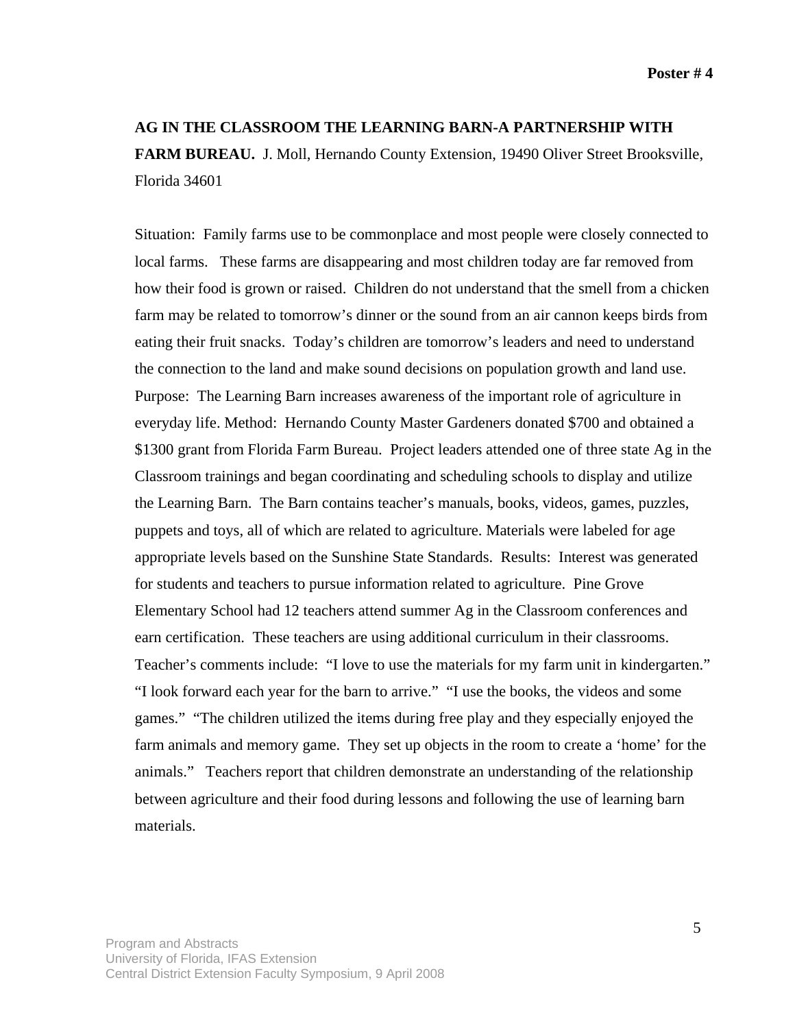**Poster # 4**

**AG IN THE CLASSROOM THE LEARNING BARN-A PARTNERSHIP WITH FARM BUREAU.** J. Moll, Hernando County Extension, 19490 Oliver Street Brooksville, Florida 34601

Situation: Family farms use to be commonplace and most people were closely connected to local farms. These farms are disappearing and most children today are far removed from how their food is grown or raised. Children do not understand that the smell from a chicken farm may be related to tomorrow's dinner or the sound from an air cannon keeps birds from eating their fruit snacks. Today's children are tomorrow's leaders and need to understand the connection to the land and make sound decisions on population growth and land use. Purpose: The Learning Barn increases awareness of the important role of agriculture in everyday life. Method: Hernando County Master Gardeners donated $700 and obtained a $1300 grant from Florida Farm Bureau. Project leaders attended one of three state Ag in the Classroom trainings and began coordinating and scheduling schools to display and utilize the Learning Barn. The Barn contains teacher's manuals, books, videos, games, puzzles, puppets and toys, all of which are related to agriculture. Materials were labeled for age appropriate levels based on the Sunshine State Standards. Results: Interest was generated for students and teachers to pursue information related to agriculture. Pine Grove Elementary School had 12 teachers attend summer Ag in the Classroom conferences and earn certification. These teachers are using additional curriculum in their classrooms. Teacher's comments include: "I love to use the materials for my farm unit in kindergarten." "I look forward each year for the barn to arrive." "I use the books, the videos and some games." "The children utilized the items during free play and they especially enjoyed the farm animals and memory game. They set up objects in the room to create a 'home' for the animals." Teachers report that children demonstrate an understanding of the relationship between agriculture and their food during lessons and following the use of learning barn materials.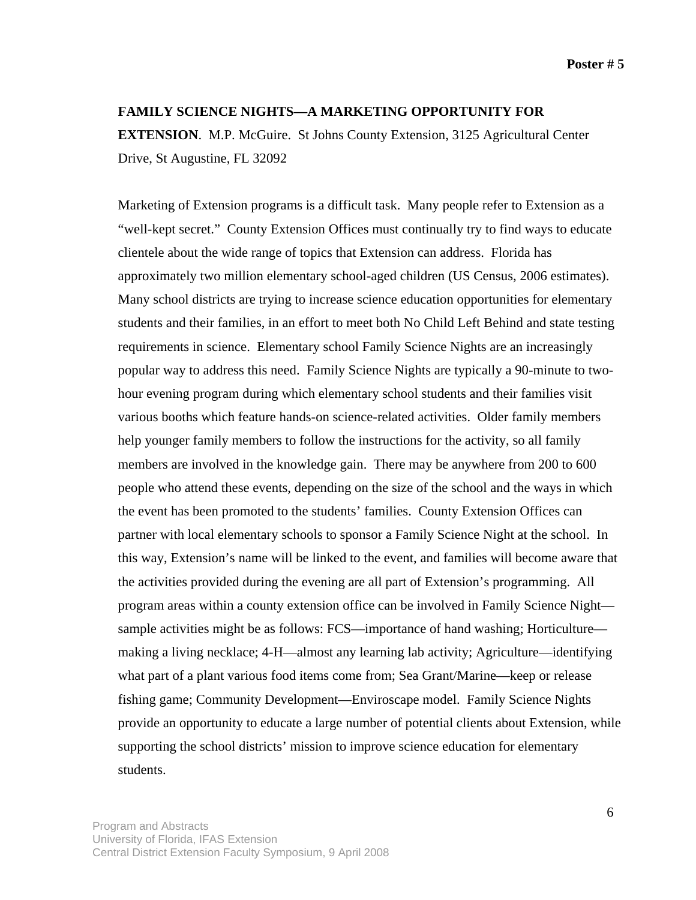Poster # 5

**FAMILY SCIENCE NIGHTS—A MARKETING OPPORTUNITY FOR EXTENSION**. M.P. McGuire. St Johns County Extension, 3125 Agricultural Center Drive, St Augustine, FL 32092

Marketing of Extension programs is a difficult task. Many people refer to Extension as a "well-kept secret." County Extension Offices must continually try to find ways to educate clientele about the wide range of topics that Extension can address. Florida has approximately two million elementary school-aged children (US Census, 2006 estimates). Many school districts are trying to increase science education opportunities for elementary students and their families, in an effort to meet both No Child Left Behind and state testing requirements in science. Elementary school Family Science Nights are an increasingly popular way to address this need. Family Science Nights are typically a 90-minute to two-hour evening program during which elementary school students and their families visit various booths which feature hands-on science-related activities. Older family members help younger family members to follow the instructions for the activity, so all family members are involved in the knowledge gain. There may be anywhere from 200 to 600 people who attend these events, depending on the size of the school and the ways in which the event has been promoted to the students' families. County Extension Offices can partner with local elementary schools to sponsor a Family Science Night at the school. In this way, Extension's name will be linked to the event, and families will become aware that the activities provided during the evening are all part of Extension's programming. All program areas within a county extension office can be involved in Family Science Night—sample activities might be as follows: FCS—importance of hand washing; Horticulture—making a living necklace; 4-H—almost any learning lab activity; Agriculture—identifying what part of a plant various food items come from; Sea Grant/Marine—keep or release fishing game; Community Development—Enviroscape model. Family Science Nights provide an opportunity to educate a large number of potential clients about Extension, while supporting the school districts' mission to improve science education for elementary students.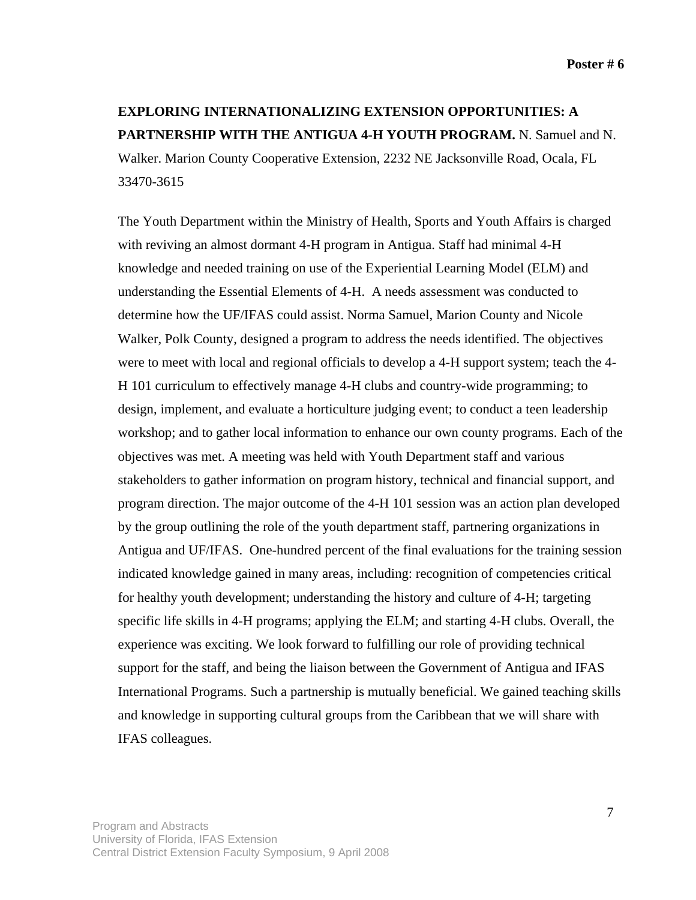**Poster # 6**

**EXPLORING INTERNATIONALIZING EXTENSION OPPORTUNITIES: A PARTNERSHIP WITH THE ANTIGUA 4-H YOUTH PROGRAM.** N. Samuel and N. Walker. Marion County Cooperative Extension, 2232 NE Jacksonville Road, Ocala, FL 33470-3615

The Youth Department within the Ministry of Health, Sports and Youth Affairs is charged with reviving an almost dormant 4-H program in Antigua. Staff had minimal 4-H knowledge and needed training on use of the Experiential Learning Model (ELM) and understanding the Essential Elements of 4-H. A needs assessment was conducted to determine how the UF/IFAS could assist. Norma Samuel, Marion County and Nicole Walker, Polk County, designed a program to address the needs identified. The objectives were to meet with local and regional officials to develop a 4-H support system; teach the 4-H 101 curriculum to effectively manage 4-H clubs and country-wide programming; to design, implement, and evaluate a horticulture judging event; to conduct a teen leadership workshop; and to gather local information to enhance our own county programs. Each of the objectives was met. A meeting was held with Youth Department staff and various stakeholders to gather information on program history, technical and financial support, and program direction. The major outcome of the 4-H 101 session was an action plan developed by the group outlining the role of the youth department staff, partnering organizations in Antigua and UF/IFAS. One-hundred percent of the final evaluations for the training session indicated knowledge gained in many areas, including: recognition of competencies critical for healthy youth development; understanding the history and culture of 4-H; targeting specific life skills in 4-H programs; applying the ELM; and starting 4-H clubs. Overall, the experience was exciting. We look forward to fulfilling our role of providing technical support for the staff, and being the liaison between the Government of Antigua and IFAS International Programs. Such a partnership is mutually beneficial. We gained teaching skills and knowledge in supporting cultural groups from the Caribbean that we will share with IFAS colleagues.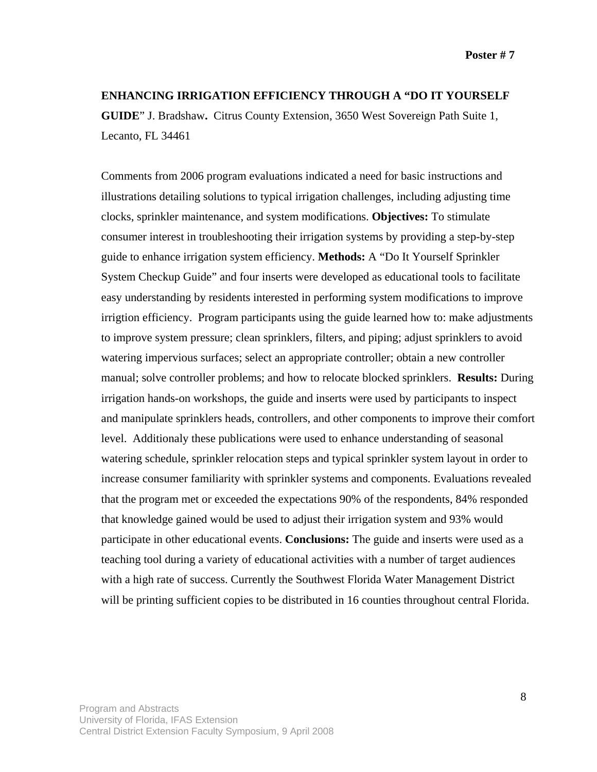**Poster # 7**

**ENHANCING IRRIGATION EFFICIENCY THROUGH A "DO IT YOURSELF GUIDE**" J. Bradshaw**.** Citrus County Extension, 3650 West Sovereign Path Suite 1, Lecanto, FL 34461

Comments from 2006 program evaluations indicated a need for basic instructions and illustrations detailing solutions to typical irrigation challenges, including adjusting time clocks, sprinkler maintenance, and system modifications. **Objectives:** To stimulate consumer interest in troubleshooting their irrigation systems by providing a step-by-step guide to enhance irrigation system efficiency. **Methods:** A "Do It Yourself Sprinkler System Checkup Guide" and four inserts were developed as educational tools to facilitate easy understanding by residents interested in performing system modifications to improve irrigtion efficiency. Program participants using the guide learned how to: make adjustments to improve system pressure; clean sprinklers, filters, and piping; adjust sprinklers to avoid watering impervious surfaces; select an appropriate controller; obtain a new controller manual; solve controller problems; and how to relocate blocked sprinklers. **Results:** During irrigation hands-on workshops, the guide and inserts were used by participants to inspect and manipulate sprinklers heads, controllers, and other components to improve their comfort level. Additionaly these publications were used to enhance understanding of seasonal watering schedule, sprinkler relocation steps and typical sprinkler system layout in order to increase consumer familiarity with sprinkler systems and components. Evaluations revealed that the program met or exceeded the expectations 90% of the respondents, 84% responded that knowledge gained would be used to adjust their irrigation system and 93% would participate in other educational events. **Conclusions:** The guide and inserts were used as a teaching tool during a variety of educational activities with a number of target audiences with a high rate of success. Currently the Southwest Florida Water Management District will be printing sufficient copies to be distributed in 16 counties throughout central Florida.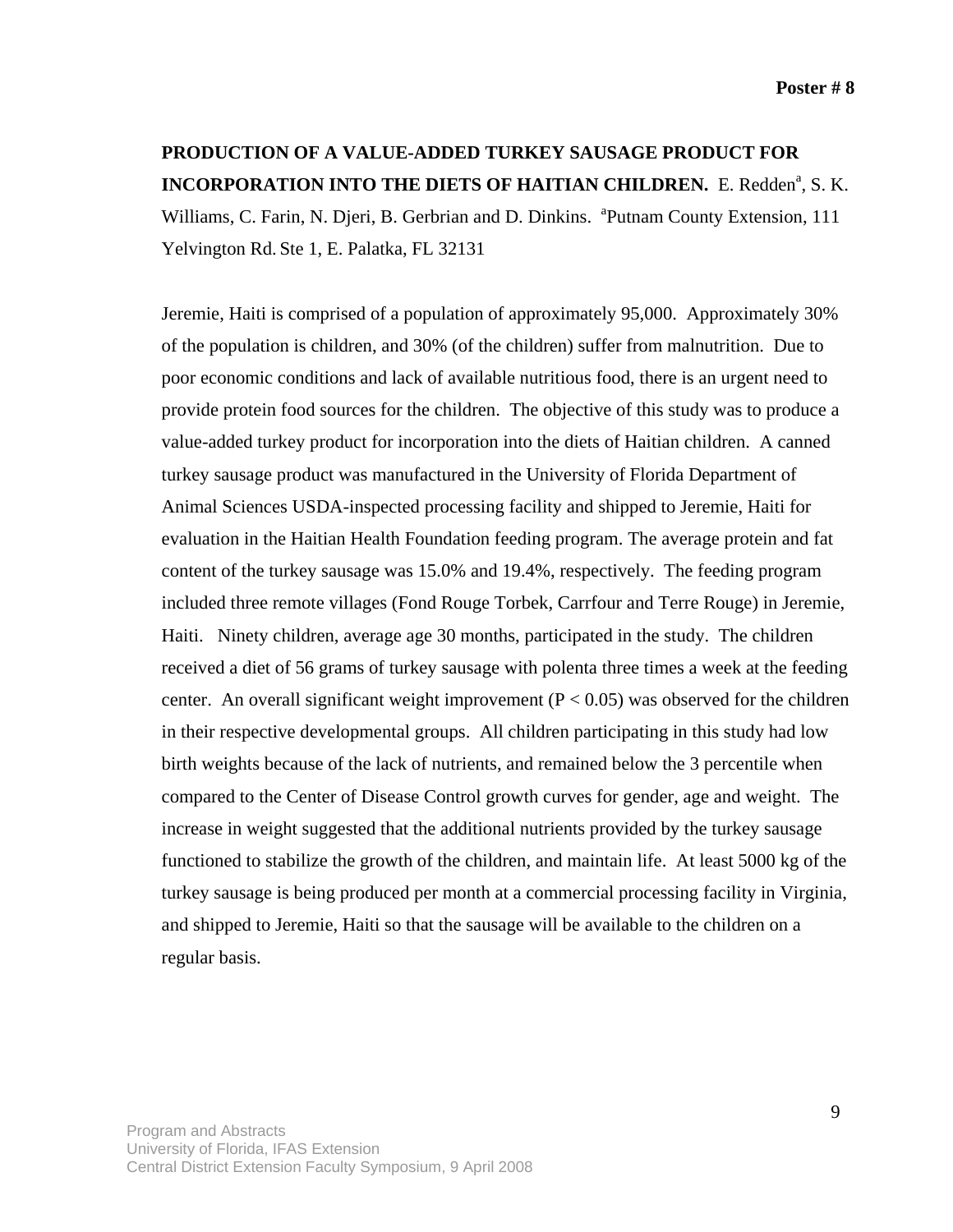**Poster # 8**

**PRODUCTION OF A VALUE-ADDED TURKEY SAUSAGE PRODUCT FOR INCORPORATION INTO THE DIETS OF HAITIAN CHILDREN.** E. Redden[a], S. K. Williams, C. Farin, N. Djeri, B. Gerbrian and D. Dinkins. [a]Putnam County Extension, 111 Yelvington Rd. Ste 1, E. Palatka, FL 32131

Jeremie, Haiti is comprised of a population of approximately 95,000. Approximately 30% of the population is children, and 30% (of the children) suffer from malnutrition. Due to poor economic conditions and lack of available nutritious food, there is an urgent need to provide protein food sources for the children. The objective of this study was to produce a value-added turkey product for incorporation into the diets of Haitian children. A canned turkey sausage product was manufactured in the University of Florida Department of Animal Sciences USDA-inspected processing facility and shipped to Jeremie, Haiti for evaluation in the Haitian Health Foundation feeding program. The average protein and fat content of the turkey sausage was 15.0% and 19.4%, respectively. The feeding program included three remote villages (Fond Rouge Torbek, Carrfour and Terre Rouge) in Jeremie, Haiti. Ninety children, average age 30 months, participated in the study. The children received a diet of 56 grams of turkey sausage with polenta three times a week at the feeding center. An overall significant weight improvement ($P < 0.05$) was observed for the children in their respective developmental groups. All children participating in this study had low birth weights because of the lack of nutrients, and remained below the 3 percentile when compared to the Center of Disease Control growth curves for gender, age and weight. The increase in weight suggested that the additional nutrients provided by the turkey sausage functioned to stabilize the growth of the children, and maintain life. At least 5000 kg of the turkey sausage is being produced per month at a commercial processing facility in Virginia, and shipped to Jeremie, Haiti so that the sausage will be available to the children on a regular basis.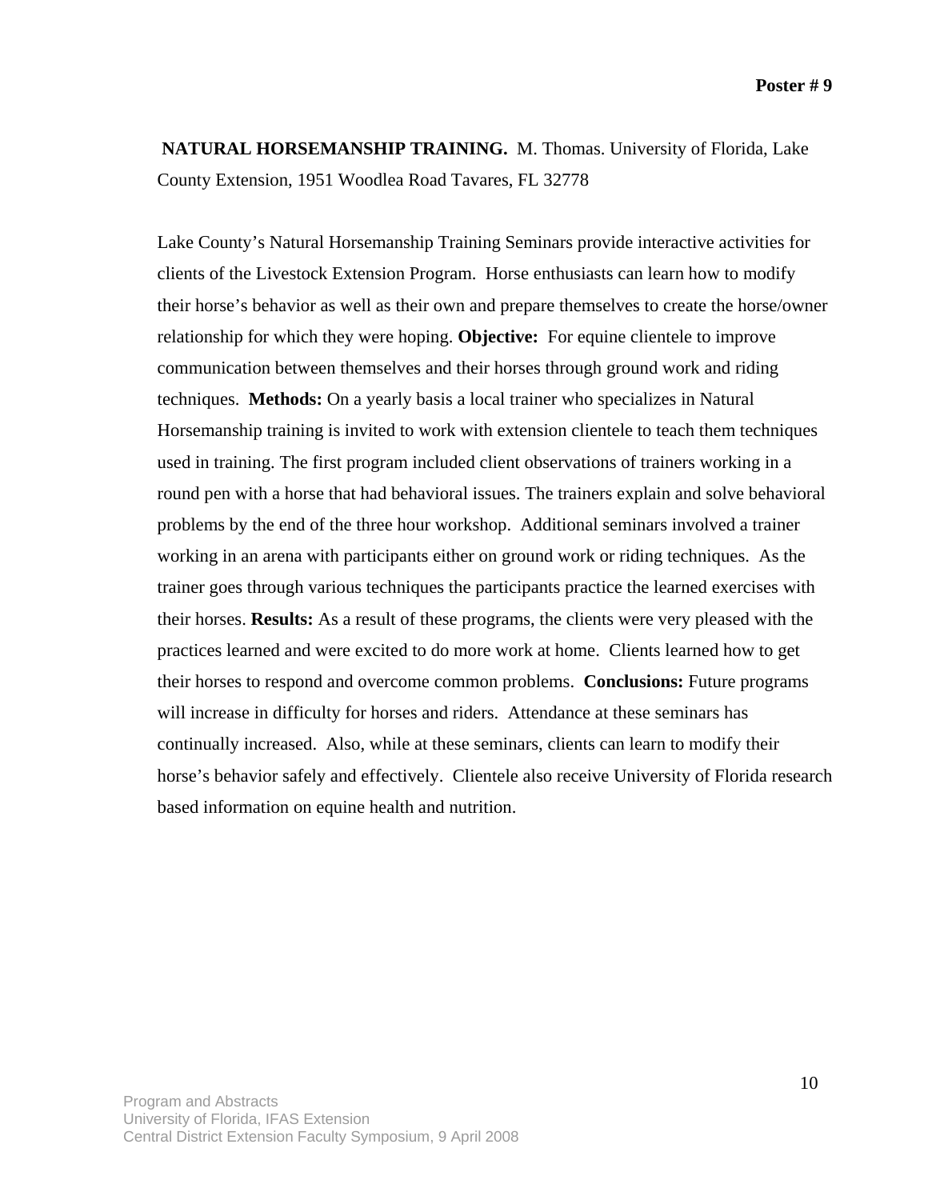**Poster # 9**

**NATURAL HORSEMANSHIP TRAINING.** M. Thomas. University of Florida, Lake County Extension, 1951 Woodlea Road Tavares, FL 32778

Lake County's Natural Horsemanship Training Seminars provide interactive activities for clients of the Livestock Extension Program. Horse enthusiasts can learn how to modify their horse's behavior as well as their own and prepare themselves to create the horse/owner relationship for which they were hoping. **Objective:** For equine clientele to improve communication between themselves and their horses through ground work and riding techniques. **Methods:** On a yearly basis a local trainer who specializes in Natural Horsemanship training is invited to work with extension clientele to teach them techniques used in training. The first program included client observations of trainers working in a round pen with a horse that had behavioral issues. The trainers explain and solve behavioral problems by the end of the three hour workshop. Additional seminars involved a trainer working in an arena with participants either on ground work or riding techniques. As the trainer goes through various techniques the participants practice the learned exercises with their horses. **Results:** As a result of these programs, the clients were very pleased with the practices learned and were excited to do more work at home. Clients learned how to get their horses to respond and overcome common problems. **Conclusions:** Future programs will increase in difficulty for horses and riders. Attendance at these seminars has continually increased. Also, while at these seminars, clients can learn to modify their horse's behavior safely and effectively. Clientele also receive University of Florida research based information on equine health and nutrition.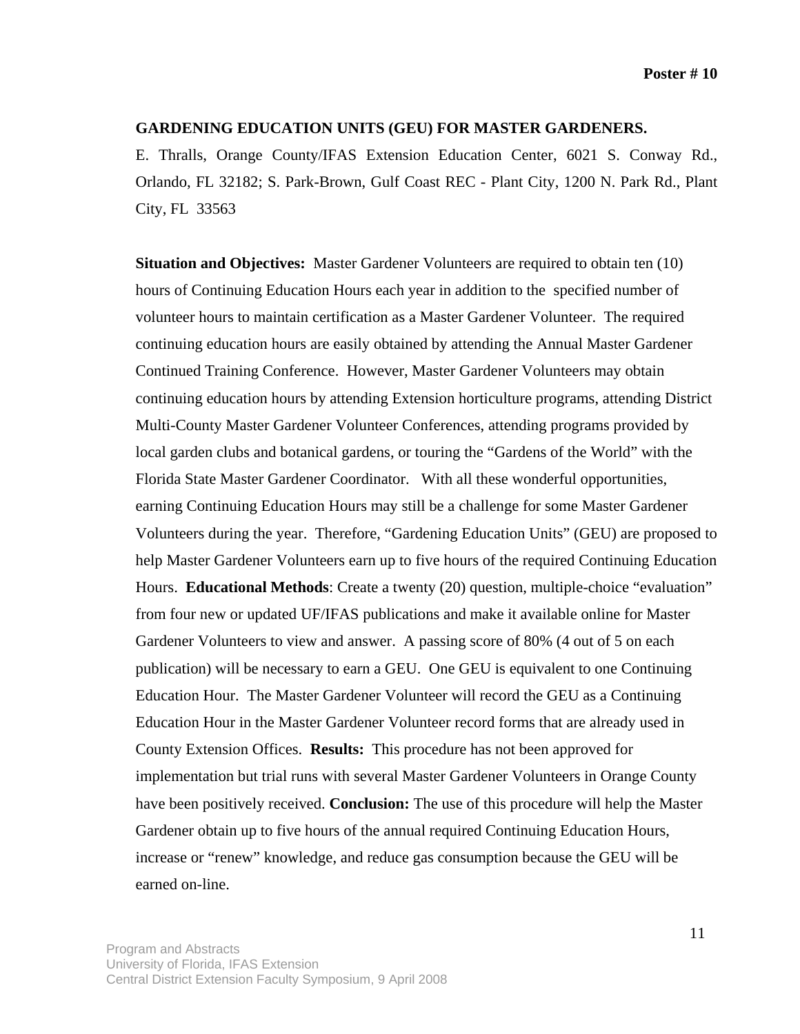**Poster # 10**

**GARDENING EDUCATION UNITS (GEU) FOR MASTER GARDENERS.**

E. Thralls, Orange County/IFAS Extension Education Center, 6021 S. Conway Rd., Orlando, FL 32182; S. Park-Brown, Gulf Coast REC - Plant City, 1200 N. Park Rd., Plant City, FL 33563

**Situation and Objectives:** Master Gardener Volunteers are required to obtain ten (10) hours of Continuing Education Hours each year in addition to the specified number of volunteer hours to maintain certification as a Master Gardener Volunteer. The required continuing education hours are easily obtained by attending the Annual Master Gardener Continued Training Conference. However, Master Gardener Volunteers may obtain continuing education hours by attending Extension horticulture programs, attending District Multi-County Master Gardener Volunteer Conferences, attending programs provided by local garden clubs and botanical gardens, or touring the "Gardens of the World" with the Florida State Master Gardener Coordinator. With all these wonderful opportunities, earning Continuing Education Hours may still be a challenge for some Master Gardener Volunteers during the year. Therefore, "Gardening Education Units" (GEU) are proposed to help Master Gardener Volunteers earn up to five hours of the required Continuing Education Hours. **Educational Methods**: Create a twenty (20) question, multiple-choice "evaluation" from four new or updated UF/IFAS publications and make it available online for Master Gardener Volunteers to view and answer. A passing score of 80% (4 out of 5 on each publication) will be necessary to earn a GEU. One GEU is equivalent to one Continuing Education Hour. The Master Gardener Volunteer will record the GEU as a Continuing Education Hour in the Master Gardener Volunteer record forms that are already used in County Extension Offices. **Results:** This procedure has not been approved for implementation but trial runs with several Master Gardener Volunteers in Orange County have been positively received. **Conclusion:** The use of this procedure will help the Master Gardener obtain up to five hours of the annual required Continuing Education Hours, increase or "renew" knowledge, and reduce gas consumption because the GEU will be earned on-line.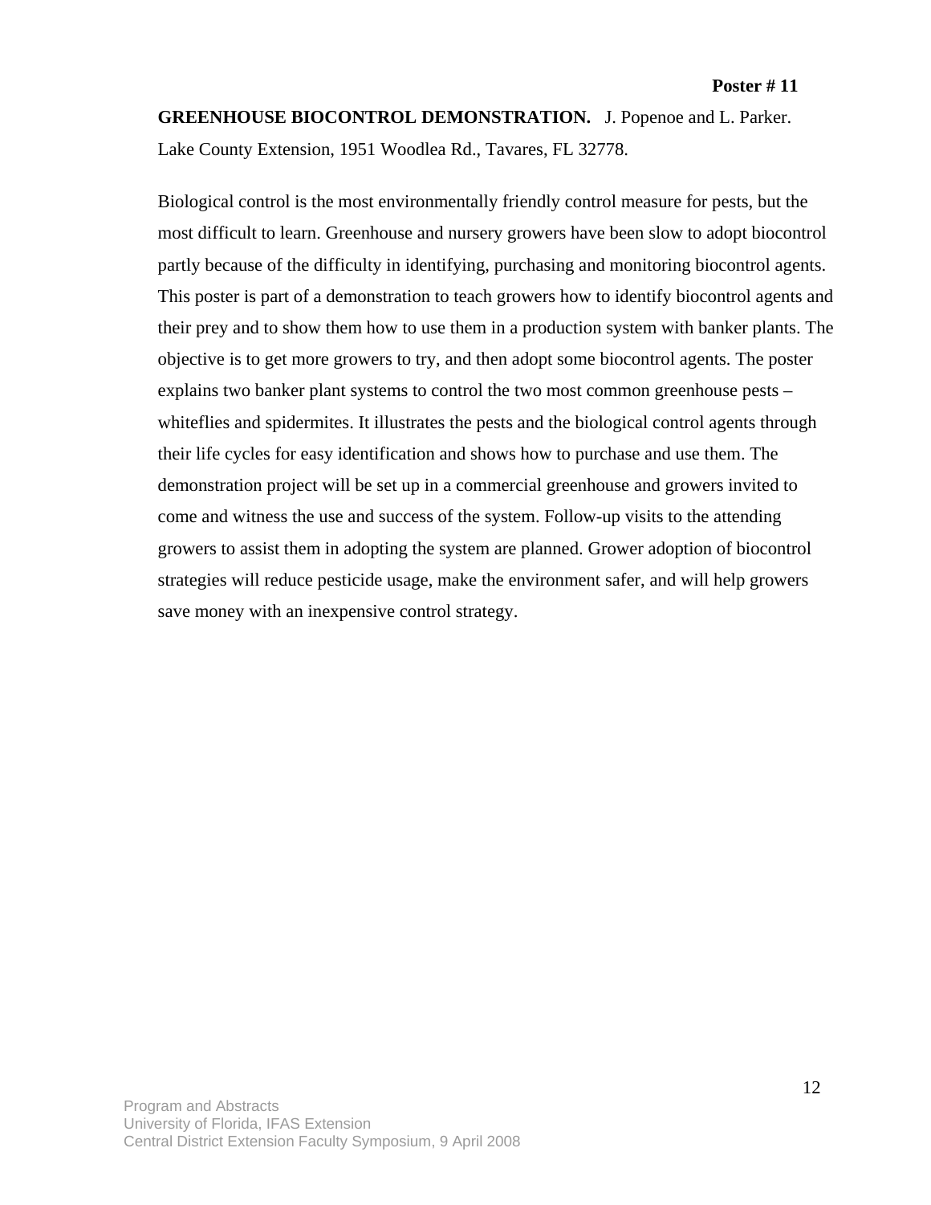**Poster # 11**

**GREENHOUSE BIOCONTROL DEMONSTRATION.** J. Popenoe and L. Parker. Lake County Extension, 1951 Woodlea Rd., Tavares, FL 32778.

Biological control is the most environmentally friendly control measure for pests, but the most difficult to learn. Greenhouse and nursery growers have been slow to adopt biocontrol partly because of the difficulty in identifying, purchasing and monitoring biocontrol agents. This poster is part of a demonstration to teach growers how to identify biocontrol agents and their prey and to show them how to use them in a production system with banker plants. The objective is to get more growers to try, and then adopt some biocontrol agents. The poster explains two banker plant systems to control the two most common greenhouse pests – whiteflies and spidermites. It illustrates the pests and the biological control agents through their life cycles for easy identification and shows how to purchase and use them. The demonstration project will be set up in a commercial greenhouse and growers invited to come and witness the use and success of the system. Follow-up visits to the attending growers to assist them in adopting the system are planned. Grower adoption of biocontrol strategies will reduce pesticide usage, make the environment safer, and will help growers save money with an inexpensive control strategy.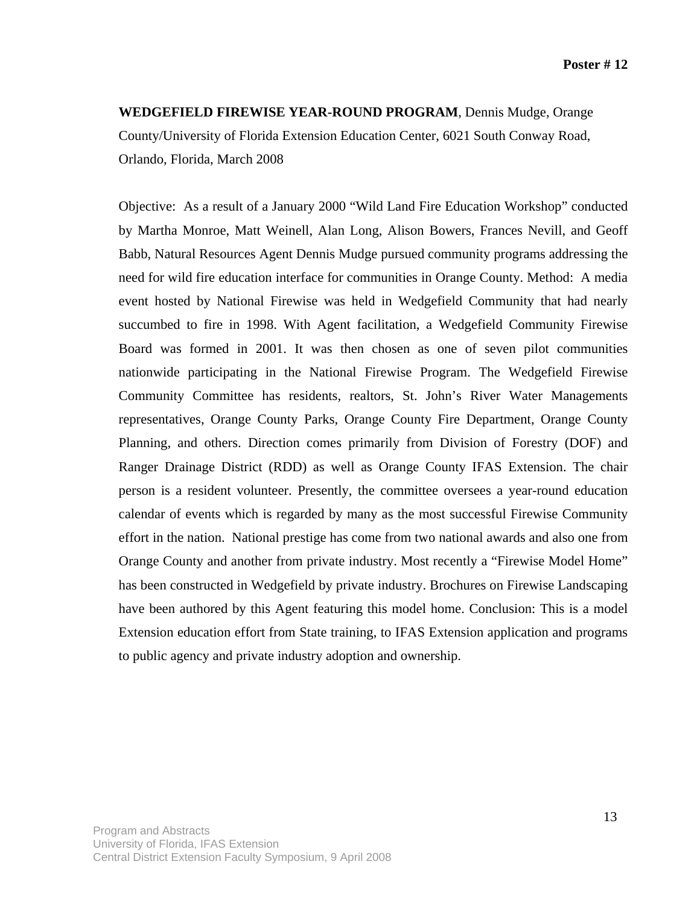**Poster # 12**

**WEDGEFIELD FIREWISE YEAR-ROUND PROGRAM**, Dennis Mudge, Orange County/University of Florida Extension Education Center, 6021 South Conway Road, Orlando, Florida, March 2008

Objective: As a result of a January 2000 "Wild Land Fire Education Workshop" conducted by Martha Monroe, Matt Weinell, Alan Long, Alison Bowers, Frances Nevill, and Geoff Babb, Natural Resources Agent Dennis Mudge pursued community programs addressing the need for wild fire education interface for communities in Orange County. Method: A media event hosted by National Firewise was held in Wedgefield Community that had nearly succumbed to fire in 1998. With Agent facilitation, a Wedgefield Community Firewise Board was formed in 2001. It was then chosen as one of seven pilot communities nationwide participating in the National Firewise Program. The Wedgefield Firewise Community Committee has residents, realtors, St. John's River Water Managements representatives, Orange County Parks, Orange County Fire Department, Orange County Planning, and others. Direction comes primarily from Division of Forestry (DOF) and Ranger Drainage District (RDD) as well as Orange County IFAS Extension. The chair person is a resident volunteer. Presently, the committee oversees a year-round education calendar of events which is regarded by many as the most successful Firewise Community effort in the nation. National prestige has come from two national awards and also one from Orange County and another from private industry. Most recently a "Firewise Model Home" has been constructed in Wedgefield by private industry. Brochures on Firewise Landscaping have been authored by this Agent featuring this model home. Conclusion: This is a model Extension education effort from State training, to IFAS Extension application and programs to public agency and private industry adoption and ownership.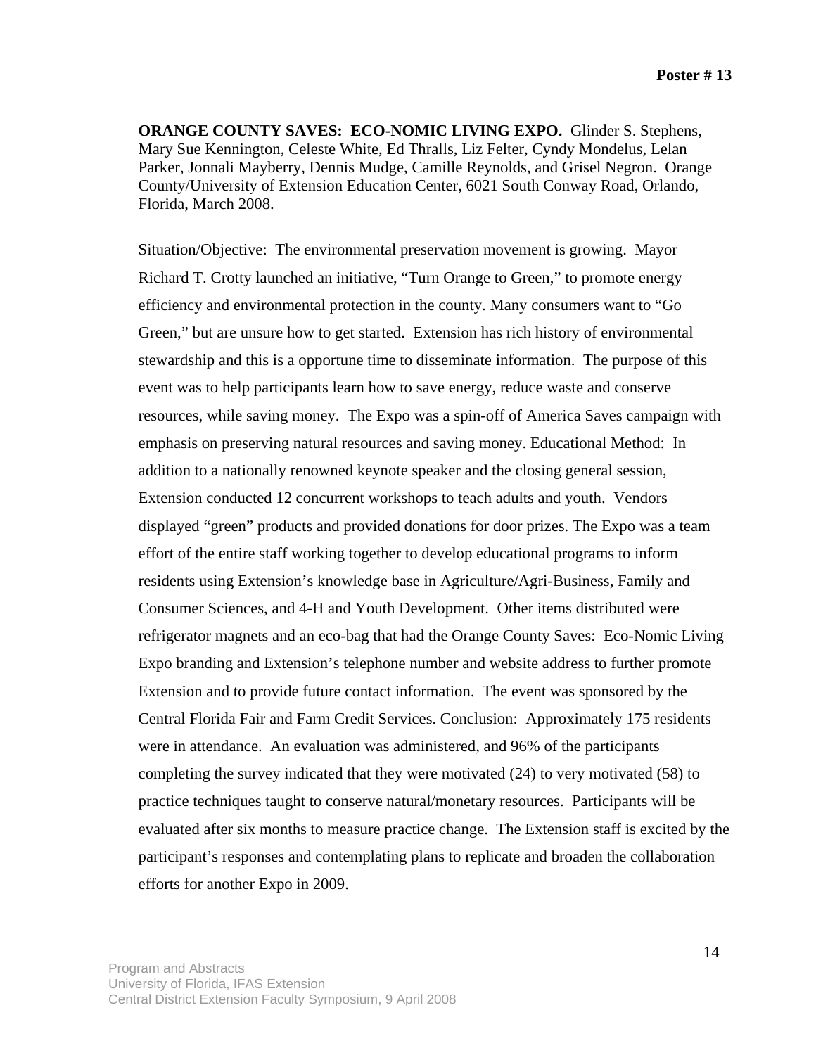Poster # 13

**ORANGE COUNTY SAVES: ECO-NOMIC LIVING EXPO.** Glinder S. Stephens, Mary Sue Kennington, Celeste White, Ed Thralls, Liz Felter, Cyndy Mondelus, Lelan Parker, Jonnali Mayberry, Dennis Mudge, Camille Reynolds, and Grisel Negron. Orange County/University of Extension Education Center, 6021 South Conway Road, Orlando, Florida, March 2008.

Situation/Objective: The environmental preservation movement is growing. Mayor Richard T. Crotty launched an initiative, "Turn Orange to Green," to promote energy efficiency and environmental protection in the county. Many consumers want to "Go Green," but are unsure how to get started. Extension has rich history of environmental stewardship and this is a opportune time to disseminate information. The purpose of this event was to help participants learn how to save energy, reduce waste and conserve resources, while saving money. The Expo was a spin-off of America Saves campaign with emphasis on preserving natural resources and saving money. Educational Method: In addition to a nationally renowned keynote speaker and the closing general session, Extension conducted 12 concurrent workshops to teach adults and youth. Vendors displayed "green" products and provided donations for door prizes. The Expo was a team effort of the entire staff working together to develop educational programs to inform residents using Extension's knowledge base in Agriculture/Agri-Business, Family and Consumer Sciences, and 4-H and Youth Development. Other items distributed were refrigerator magnets and an eco-bag that had the Orange County Saves: Eco-Nomic Living Expo branding and Extension's telephone number and website address to further promote Extension and to provide future contact information. The event was sponsored by the Central Florida Fair and Farm Credit Services. Conclusion: Approximately 175 residents were in attendance. An evaluation was administered, and 96% of the participants completing the survey indicated that they were motivated (24) to very motivated (58) to practice techniques taught to conserve natural/monetary resources. Participants will be evaluated after six months to measure practice change. The Extension staff is excited by the participant's responses and contemplating plans to replicate and broaden the collaboration efforts for another Expo in 2009.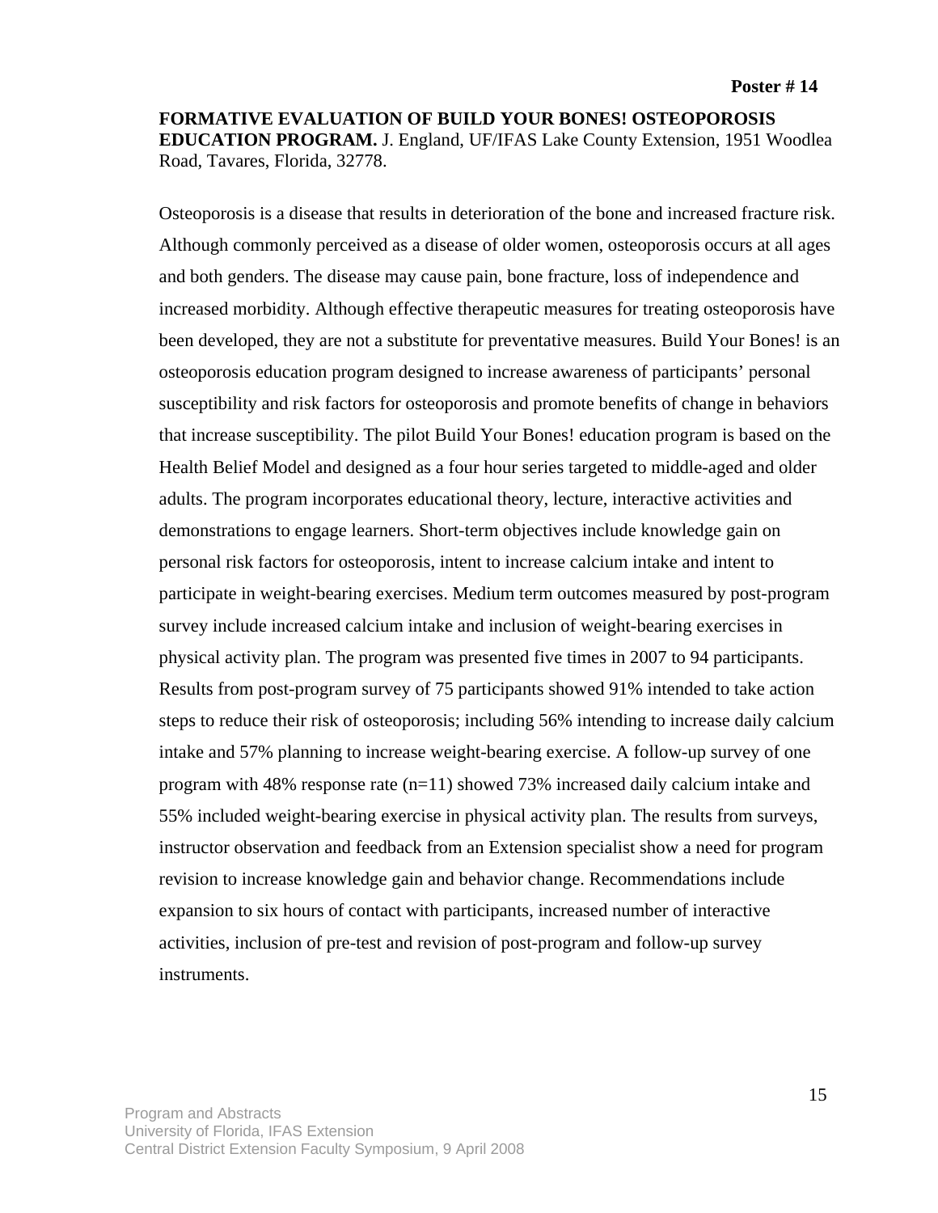Poster # 14

**FORMATIVE EVALUATION OF BUILD YOUR BONES! OSTEOPOROSIS EDUCATION PROGRAM.** J. England, UF/IFAS Lake County Extension, 1951 Woodlea Road, Tavares, Florida, 32778.

Osteoporosis is a disease that results in deterioration of the bone and increased fracture risk. Although commonly perceived as a disease of older women, osteoporosis occurs at all ages and both genders. The disease may cause pain, bone fracture, loss of independence and increased morbidity. Although effective therapeutic measures for treating osteoporosis have been developed, they are not a substitute for preventative measures. Build Your Bones! is an osteoporosis education program designed to increase awareness of participants' personal susceptibility and risk factors for osteoporosis and promote benefits of change in behaviors that increase susceptibility. The pilot Build Your Bones! education program is based on the Health Belief Model and designed as a four hour series targeted to middle-aged and older adults. The program incorporates educational theory, lecture, interactive activities and demonstrations to engage learners. Short-term objectives include knowledge gain on personal risk factors for osteoporosis, intent to increase calcium intake and intent to participate in weight-bearing exercises. Medium term outcomes measured by post-program survey include increased calcium intake and inclusion of weight-bearing exercises in physical activity plan. The program was presented five times in 2007 to 94 participants. Results from post-program survey of 75 participants showed 91% intended to take action steps to reduce their risk of osteoporosis; including 56% intending to increase daily calcium intake and 57% planning to increase weight-bearing exercise. A follow-up survey of one program with 48% response rate (n=11) showed 73% increased daily calcium intake and 55% included weight-bearing exercise in physical activity plan. The results from surveys, instructor observation and feedback from an Extension specialist show a need for program revision to increase knowledge gain and behavior change. Recommendations include expansion to six hours of contact with participants, increased number of interactive activities, inclusion of pre-test and revision of post-program and follow-up survey instruments.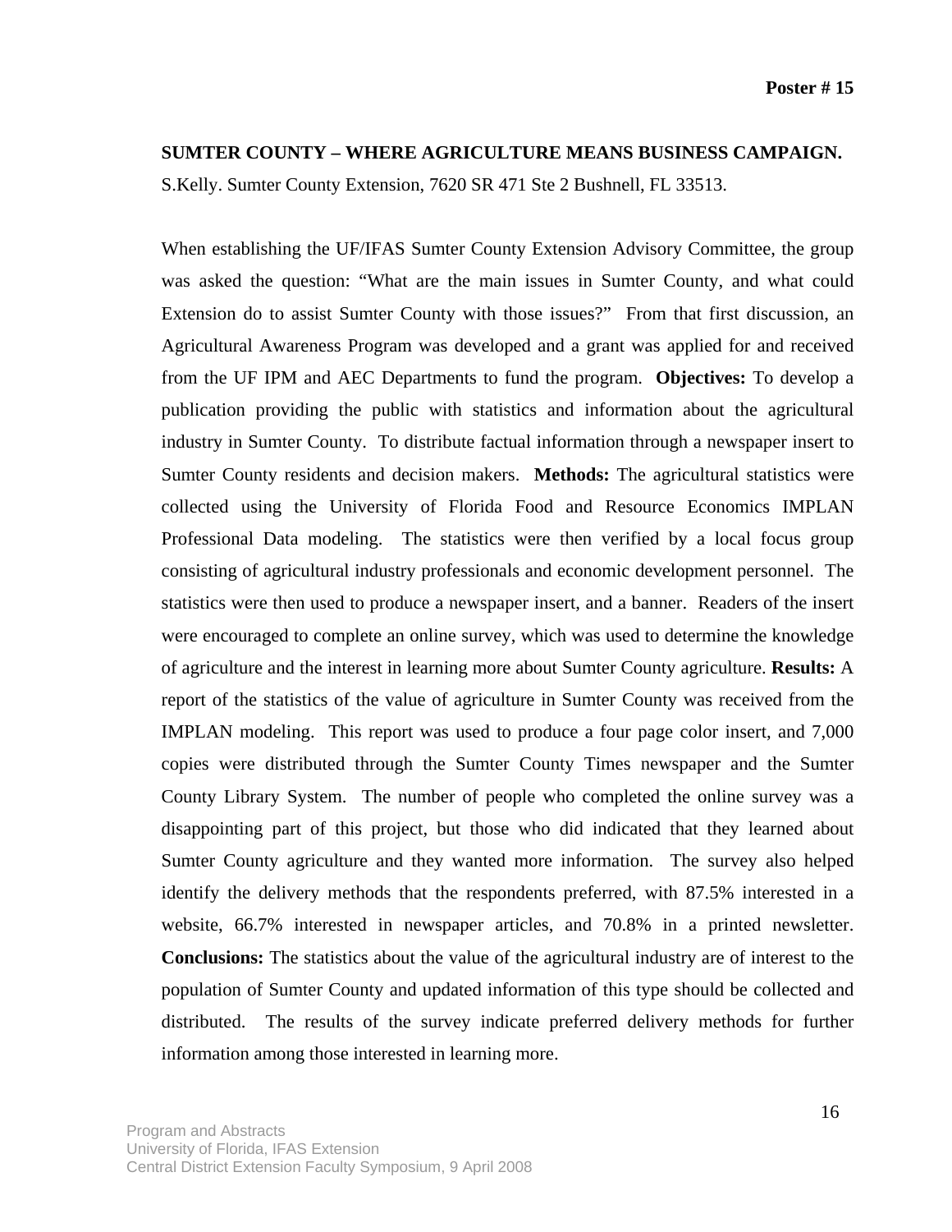**Poster # 15**

**SUMTER COUNTY – WHERE AGRICULTURE MEANS BUSINESS CAMPAIGN.**

S.Kelly. Sumter County Extension, 7620 SR 471 Ste 2 Bushnell, FL 33513.

When establishing the UF/IFAS Sumter County Extension Advisory Committee, the group was asked the question: "What are the main issues in Sumter County, and what could Extension do to assist Sumter County with those issues?" From that first discussion, an Agricultural Awareness Program was developed and a grant was applied for and received from the UF IPM and AEC Departments to fund the program. **Objectives:** To develop a publication providing the public with statistics and information about the agricultural industry in Sumter County. To distribute factual information through a newspaper insert to Sumter County residents and decision makers. **Methods:** The agricultural statistics were collected using the University of Florida Food and Resource Economics IMPLAN Professional Data modeling. The statistics were then verified by a local focus group consisting of agricultural industry professionals and economic development personnel. The statistics were then used to produce a newspaper insert, and a banner. Readers of the insert were encouraged to complete an online survey, which was used to determine the knowledge of agriculture and the interest in learning more about Sumter County agriculture. **Results:** A report of the statistics of the value of agriculture in Sumter County was received from the IMPLAN modeling. This report was used to produce a four page color insert, and 7,000 copies were distributed through the Sumter County Times newspaper and the Sumter County Library System. The number of people who completed the online survey was a disappointing part of this project, but those who did indicated that they learned about Sumter County agriculture and they wanted more information. The survey also helped identify the delivery methods that the respondents preferred, with 87.5% interested in a website, 66.7% interested in newspaper articles, and 70.8% in a printed newsletter. **Conclusions:** The statistics about the value of the agricultural industry are of interest to the population of Sumter County and updated information of this type should be collected and distributed. The results of the survey indicate preferred delivery methods for further information among those interested in learning more.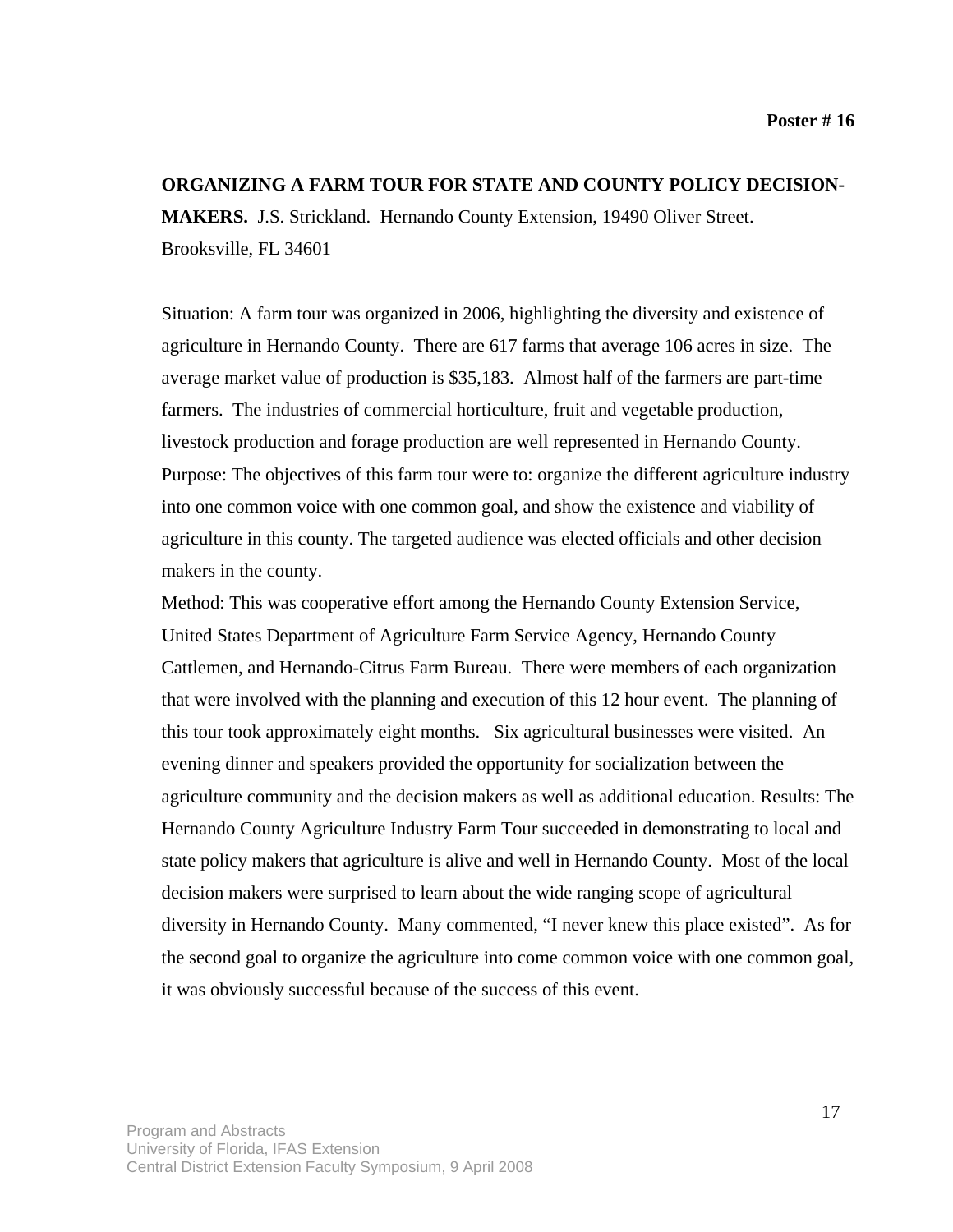**Poster # 16**

**ORGANIZING A FARM TOUR FOR STATE AND COUNTY POLICY DECISION-MAKERS.** J.S. Strickland. Hernando County Extension, 19490 Oliver Street. Brooksville, FL 34601

Situation: A farm tour was organized in 2006, highlighting the diversity and existence of agriculture in Hernando County. There are 617 farms that average 106 acres in size. The average market value of production is $35,183. Almost half of the farmers are part-time farmers. The industries of commercial horticulture, fruit and vegetable production, livestock production and forage production are well represented in Hernando County. Purpose: The objectives of this farm tour were to: organize the different agriculture industry into one common voice with one common goal, and show the existence and viability of agriculture in this county. The targeted audience was elected officials and other decision makers in the county.

Method: This was cooperative effort among the Hernando County Extension Service, United States Department of Agriculture Farm Service Agency, Hernando County Cattlemen, and Hernando-Citrus Farm Bureau. There were members of each organization that were involved with the planning and execution of this 12 hour event. The planning of this tour took approximately eight months. Six agricultural businesses were visited. An evening dinner and speakers provided the opportunity for socialization between the agriculture community and the decision makers as well as additional education. Results: The Hernando County Agriculture Industry Farm Tour succeeded in demonstrating to local and state policy makers that agriculture is alive and well in Hernando County. Most of the local decision makers were surprised to learn about the wide ranging scope of agricultural diversity in Hernando County. Many commented, "I never knew this place existed". As for the second goal to organize the agriculture into come common voice with one common goal, it was obviously successful because of the success of this event.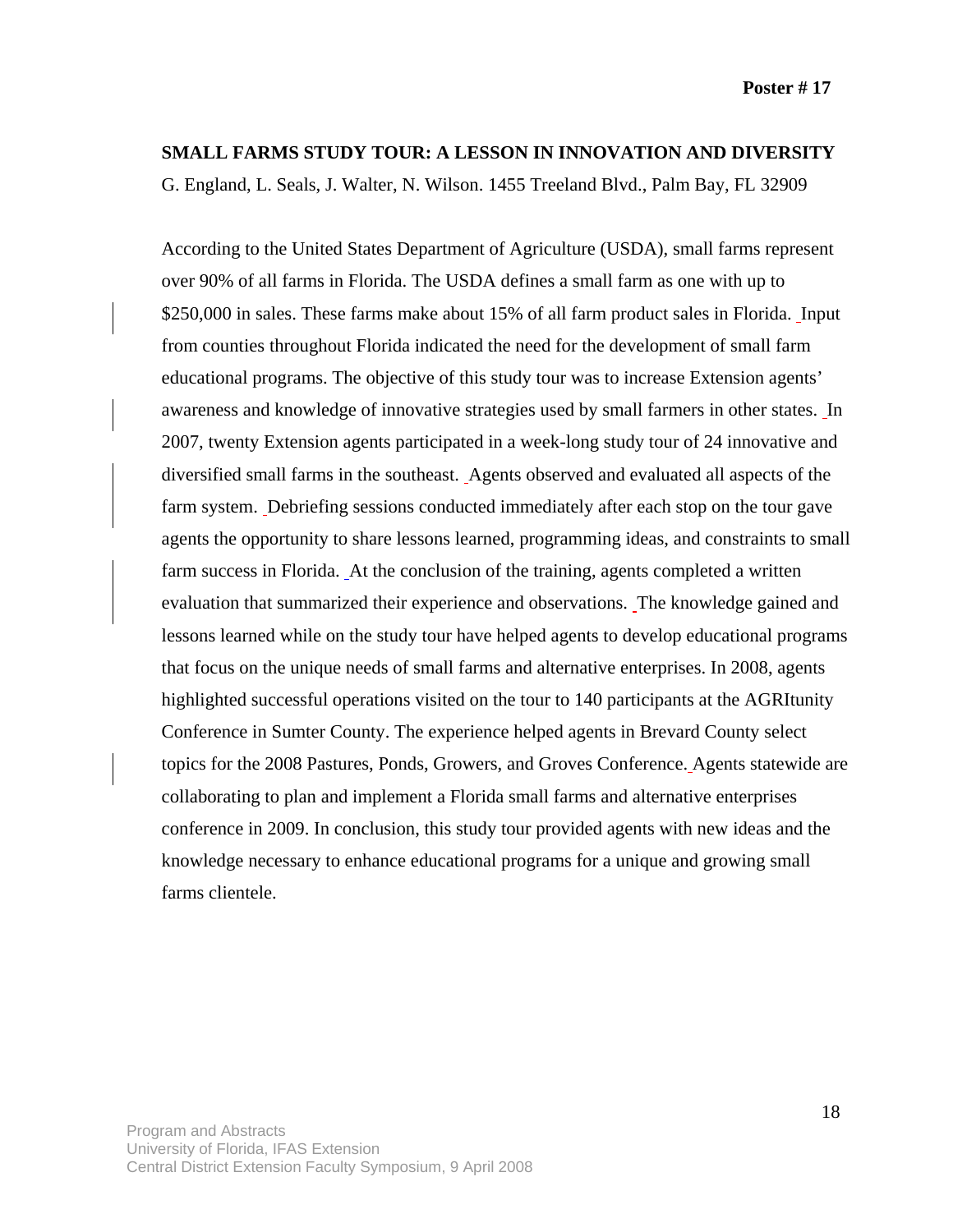**Poster # 17**

**SMALL FARMS STUDY TOUR: A LESSON IN INNOVATION AND DIVERSITY**

G. England, L. Seals, J. Walter, N. Wilson. 1455 Treeland Blvd., Palm Bay, FL 32909

According to the United States Department of Agriculture (USDA), small farms represent over 90% of all farms in Florida. The USDA defines a small farm as one with up to $250,000 in sales. These farms make about 15% of all farm product sales in Florida. Input from counties throughout Florida indicated the need for the development of small farm educational programs. The objective of this study tour was to increase Extension agents' awareness and knowledge of innovative strategies used by small farmers in other states. In 2007, twenty Extension agents participated in a week-long study tour of 24 innovative and diversified small farms in the southeast. Agents observed and evaluated all aspects of the farm system. Debriefing sessions conducted immediately after each stop on the tour gave agents the opportunity to share lessons learned, programming ideas, and constraints to small farm success in Florida. At the conclusion of the training, agents completed a written evaluation that summarized their experience and observations. The knowledge gained and lessons learned while on the study tour have helped agents to develop educational programs that focus on the unique needs of small farms and alternative enterprises. In 2008, agents highlighted successful operations visited on the tour to 140 participants at the AGRItunity Conference in Sumter County. The experience helped agents in Brevard County select topics for the 2008 Pastures, Ponds, Growers, and Groves Conference. Agents statewide are collaborating to plan and implement a Florida small farms and alternative enterprises conference in 2009. In conclusion, this study tour provided agents with new ideas and the knowledge necessary to enhance educational programs for a unique and growing small farms clientele.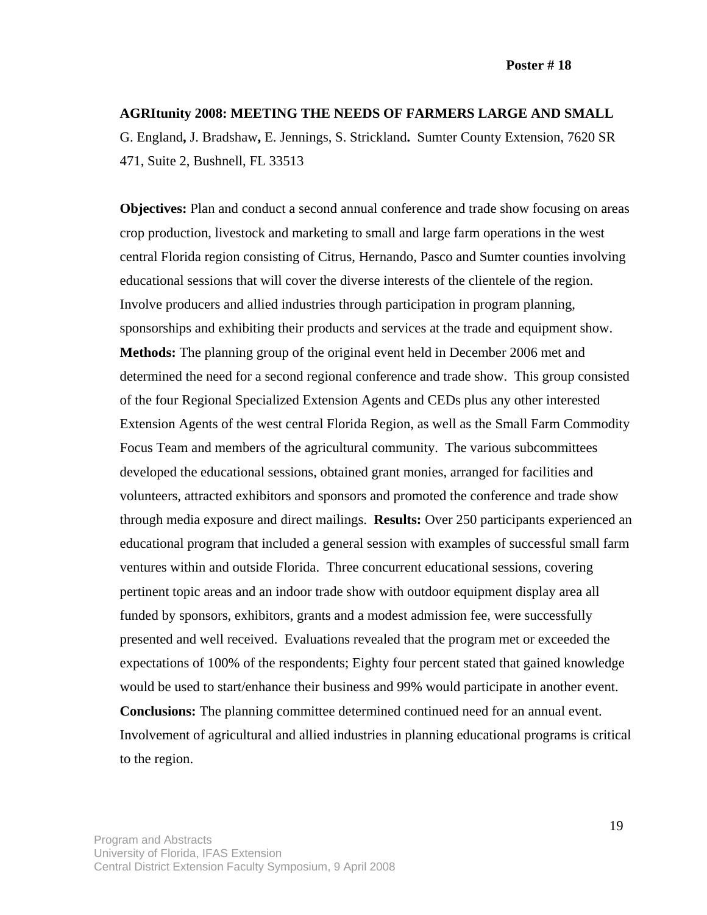Poster # 18

**AGRItunity 2008: MEETING THE NEEDS OF FARMERS LARGE AND SMALL**

G. England**,** J. Bradshaw**,** E. Jennings, S. Strickland**.** Sumter County Extension, 7620 SR 471, Suite 2, Bushnell, FL 33513

**Objectives:** Plan and conduct a second annual conference and trade show focusing on areas crop production, livestock and marketing to small and large farm operations in the west central Florida region consisting of Citrus, Hernando, Pasco and Sumter counties involving educational sessions that will cover the diverse interests of the clientele of the region. Involve producers and allied industries through participation in program planning, sponsorships and exhibiting their products and services at the trade and equipment show. **Methods:** The planning group of the original event held in December 2006 met and determined the need for a second regional conference and trade show. This group consisted of the four Regional Specialized Extension Agents and CEDs plus any other interested Extension Agents of the west central Florida Region, as well as the Small Farm Commodity Focus Team and members of the agricultural community. The various subcommittees developed the educational sessions, obtained grant monies, arranged for facilities and volunteers, attracted exhibitors and sponsors and promoted the conference and trade show through media exposure and direct mailings. **Results:** Over 250 participants experienced an educational program that included a general session with examples of successful small farm ventures within and outside Florida. Three concurrent educational sessions, covering pertinent topic areas and an indoor trade show with outdoor equipment display area all funded by sponsors, exhibitors, grants and a modest admission fee, were successfully presented and well received. Evaluations revealed that the program met or exceeded the expectations of 100% of the respondents; Eighty four percent stated that gained knowledge would be used to start/enhance their business and 99% would participate in another event. **Conclusions:** The planning committee determined continued need for an annual event. Involvement of agricultural and allied industries in planning educational programs is critical to the region.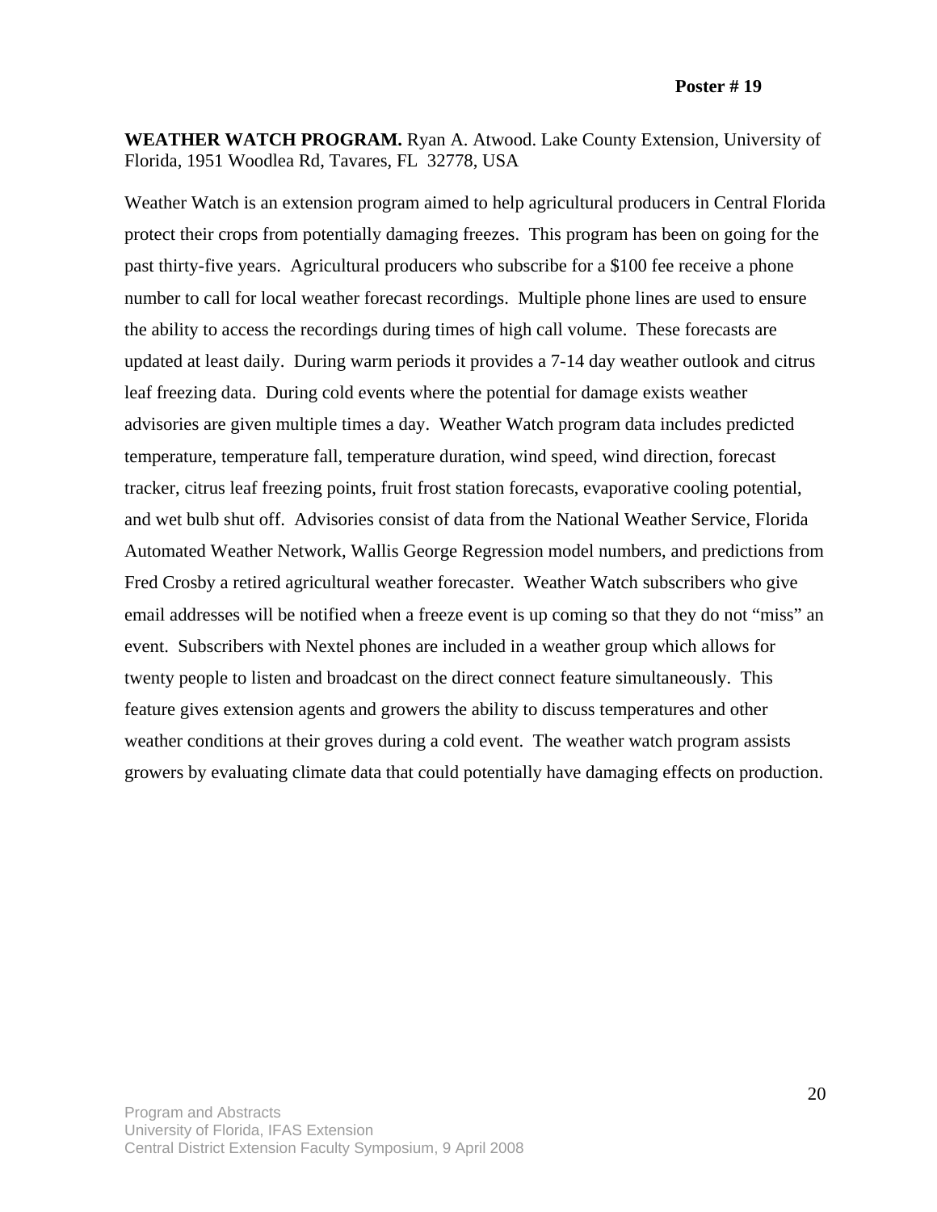**Poster # 19**

**WEATHER WATCH PROGRAM.** Ryan A. Atwood. Lake County Extension, University of Florida, 1951 Woodlea Rd, Tavares, FL 32778, USA

Weather Watch is an extension program aimed to help agricultural producers in Central Florida protect their crops from potentially damaging freezes. This program has been on going for the past thirty-five years. Agricultural producers who subscribe for a $100 fee receive a phone number to call for local weather forecast recordings. Multiple phone lines are used to ensure the ability to access the recordings during times of high call volume. These forecasts are updated at least daily. During warm periods it provides a 7-14 day weather outlook and citrus leaf freezing data. During cold events where the potential for damage exists weather advisories are given multiple times a day. Weather Watch program data includes predicted temperature, temperature fall, temperature duration, wind speed, wind direction, forecast tracker, citrus leaf freezing points, fruit frost station forecasts, evaporative cooling potential, and wet bulb shut off. Advisories consist of data from the National Weather Service, Florida Automated Weather Network, Wallis George Regression model numbers, and predictions from Fred Crosby a retired agricultural weather forecaster. Weather Watch subscribers who give email addresses will be notified when a freeze event is up coming so that they do not "miss" an event. Subscribers with Nextel phones are included in a weather group which allows for twenty people to listen and broadcast on the direct connect feature simultaneously. This feature gives extension agents and growers the ability to discuss temperatures and other weather conditions at their groves during a cold event. The weather watch program assists growers by evaluating climate data that could potentially have damaging effects on production.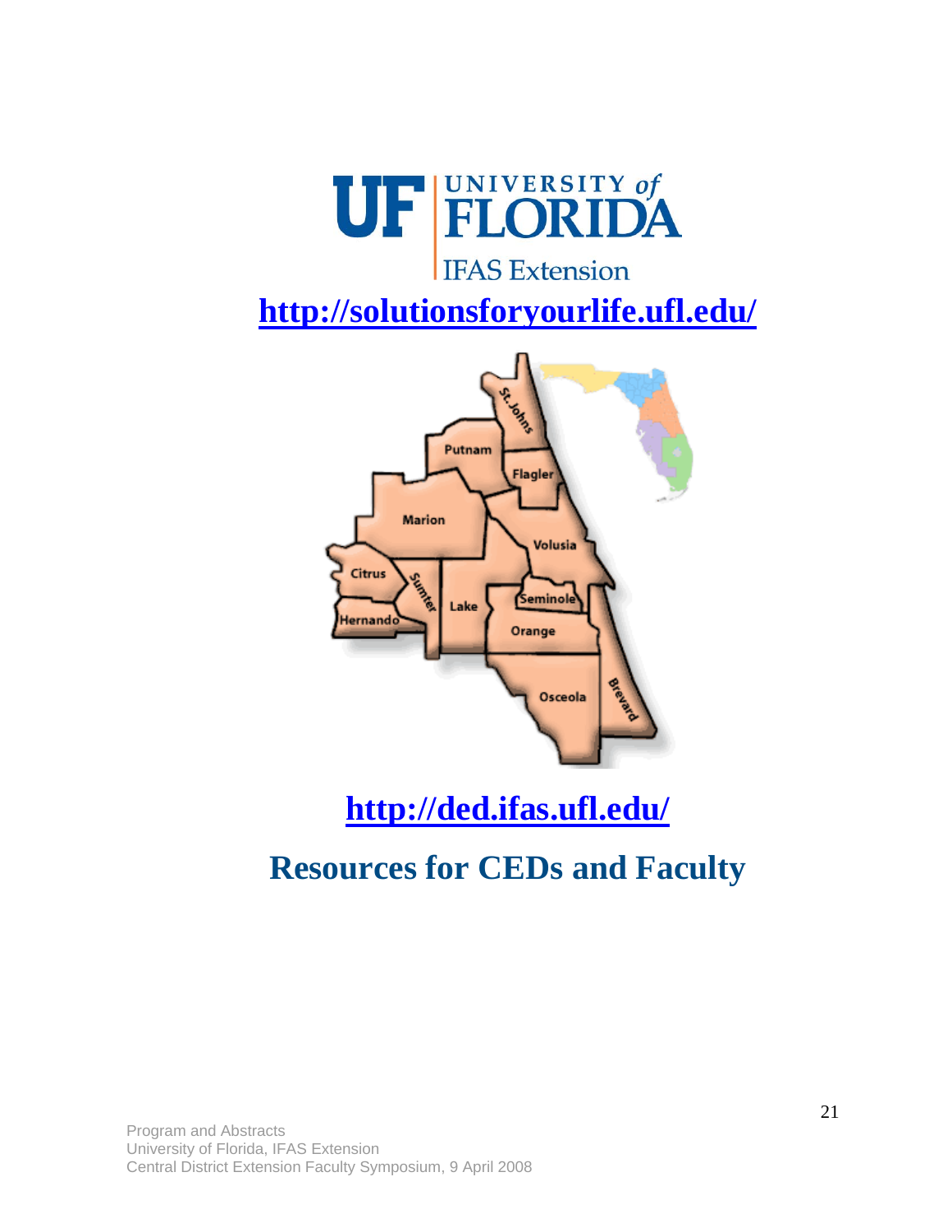UF UNIVERSITY of FLORIDA

IFAS Extension

**http://solutionsforyourlife.ufl.edu/**

**http://ded.ifas.ufl.edu/**

## Resources for CEDs and Faculty